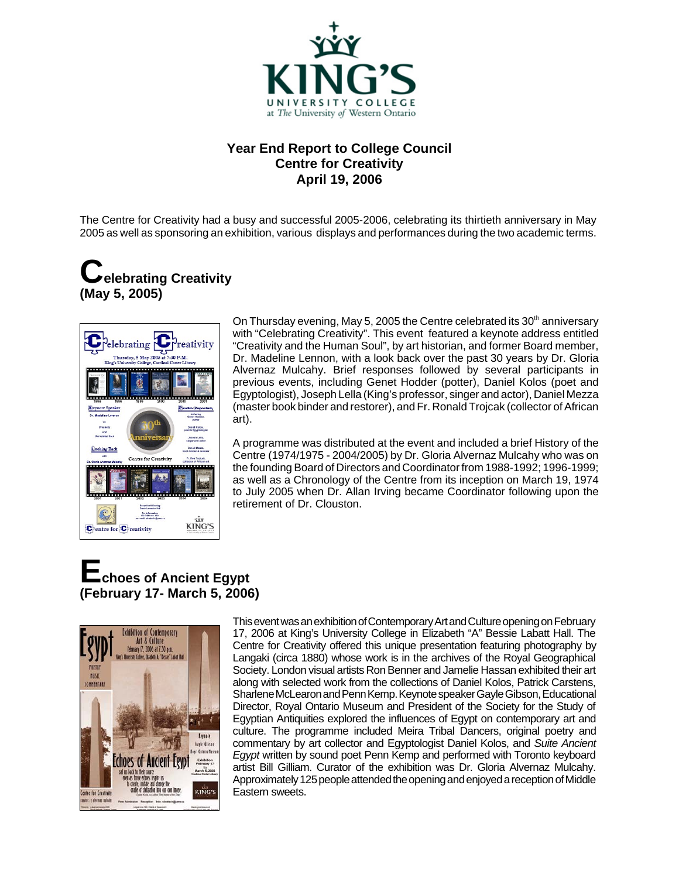KING'S UNIVERSITY COLLEGE at The University of Western Ontario

# Year End Report to College Council
# Centre for Creativity
# April 19, 2006

The Centre for Creativity had a busy and successful 2005-2006, celebrating its thirtieth anniversary in May 2005 as well as sponsoring an exhibition, various displays and performances during the two academic terms.

## Celebrating Creativity (May 5, 2005)

On Thursday evening, May 5, 2005 the Centre celebrated its 30th anniversary with "Celebrating Creativity". This event featured a keynote address entitled "Creativity and the Human Soul", by art historian, and former Board member, Dr. Madeline Lennon, with a look back over the past 30 years by Dr. Gloria Alvernaz Mulcahy. Brief responses followed by several participants in previous events, including Genet Hodder (potter), Daniel Kolos (poet and Egyptologist), Joseph Lella (King's professor, singer and actor), Daniel Mezza (master book binder and restorer), and Fr. Ronald Trojcak (collector of African art).

A programme was distributed at the event and included a brief History of the Centre (1974/1975 - 2004/2005) by Dr. Gloria Alvernaz Mulcahy who was on the founding Board of Directors and Coordinator from 1988-1992; 1996-1999; as well as a Chronology of the Centre from its inception on March 19, 1974 to July 2005 when Dr. Allan Irving became Coordinator following upon the retirement of Dr. Clouston.

## Echoes of Ancient Egypt (February 17- March 5, 2006)

This event was an exhibition of Contemporary Art and Culture opening on February 17, 2006 at King's University College in Elizabeth "A" Bessie Labatt Hall. The Centre for Creativity offered this unique presentation featuring photography by Langaki (circa 1880) whose work is in the archives of the Royal Geographical Society. London visual artists Ron Benner and Jamelie Hassan exhibited their art along with selected work from the collections of Daniel Kolos, Patrick Carstens, Sharlene McLearon and Penn Kemp. Keynote speaker Gayle Gibson, Educational Director, Royal Ontario Museum and President of the Society for the Study of Egyptian Antiquities explored the influences of Egypt on contemporary art and culture. The programme included Meira Tribal Dancers, original poetry and commentary by art collector and Egyptologist Daniel Kolos, and *Suite Ancient Egypt* written by sound poet Penn Kemp and performed with Toronto keyboard artist Bill Gilliam. Curator of the exhibition was Dr. Gloria Alvernaz Mulcahy. Approximately 125 people attended the opening and enjoyed a reception of Middle Eastern sweets.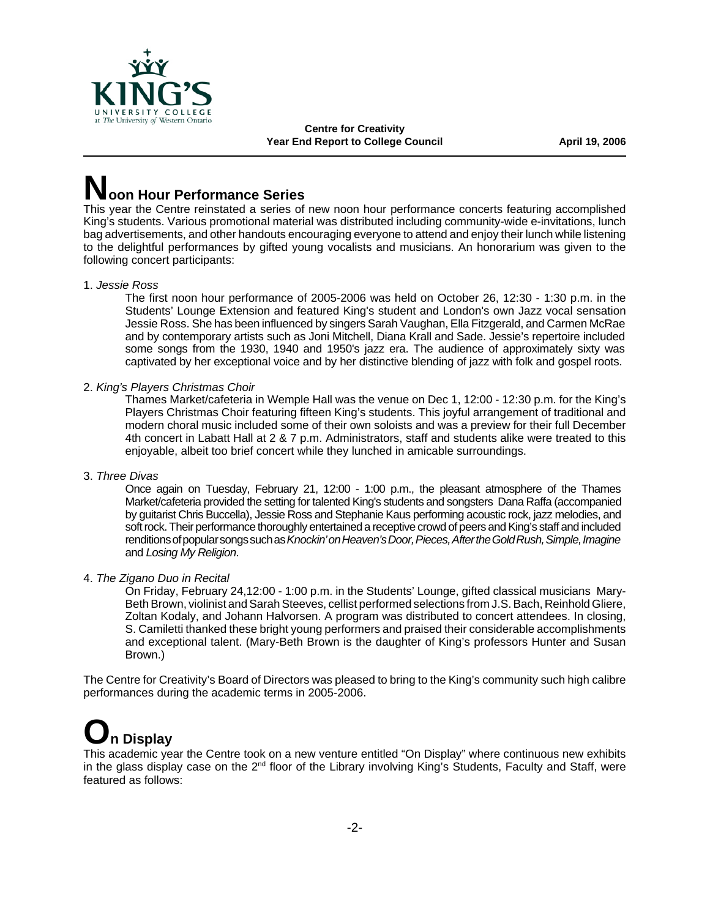# Noon Hour Performance Series

This year the Centre reinstated a series of new noon hour performance concerts featuring accomplished King's students. Various promotional material was distributed including community-wide e-invitations, lunch bag advertisements, and other handouts encouraging everyone to attend and enjoy their lunch while listening to the delightful performances by gifted young vocalists and musicians. An honorarium was given to the following concert participants:

1. *Jessie Ross*

   The first noon hour performance of 2005-2006 was held on October 26, 12:30 - 1:30 p.m. in the Students' Lounge Extension and featured King's student and London's own Jazz vocal sensation Jessie Ross. She has been influenced by singers Sarah Vaughan, Ella Fitzgerald, and Carmen McRae and by contemporary artists such as Joni Mitchell, Diana Krall and Sade. Jessie's repertoire included some songs from the 1930, 1940 and 1950's jazz era. The audience of approximately sixty was captivated by her exceptional voice and by her distinctive blending of jazz with folk and gospel roots.

2. *King's Players Christmas Choir*

   Thames Market/cafeteria in Wemple Hall was the venue on Dec 1, 12:00 - 12:30 p.m. for the King's Players Christmas Choir featuring fifteen King's students. This joyful arrangement of traditional and modern choral music included some of their own soloists and was a preview for their full December 4th concert in Labatt Hall at 2 & 7 p.m. Administrators, staff and students alike were treated to this enjoyable, albeit too brief concert while they lunched in amicable surroundings.

3. *Three Divas*

   Once again on Tuesday, February 21, 12:00 - 1:00 p.m., the pleasant atmosphere of the Thames Market/cafeteria provided the setting for talented King's students and songsters Dana Raffa (accompanied by guitarist Chris Buccella), Jessie Ross and Stephanie Kaus performing acoustic rock, jazz melodies, and soft rock. Their performance thoroughly entertained a receptive crowd of peers and King's staff and included renditions of popular songs such as *Knockin' on Heaven's Door, Pieces, After the Gold Rush, Simple, Imagine* and *Losing My Religion*.

4. *The Zigano Duo in Recital*

   On Friday, February 24,12:00 - 1:00 p.m. in the Students' Lounge, gifted classical musicians Mary-Beth Brown, violinist and Sarah Steeves, cellist performed selections from J.S. Bach, Reinhold Gliere, Zoltan Kodaly, and Johann Halvorsen. A program was distributed to concert attendees. In closing, S. Camiletti thanked these bright young performers and praised their considerable accomplishments and exceptional talent. (Mary-Beth Brown is the daughter of King's professors Hunter and Susan Brown.)

The Centre for Creativity's Board of Directors was pleased to bring to the King's community such high calibre performances during the academic terms in 2005-2006.

# On Display

This academic year the Centre took on a new venture entitled "On Display" where continuous new exhibits in the glass display case on the 2nd floor of the Library involving King's Students, Faculty and Staff, were featured as follows: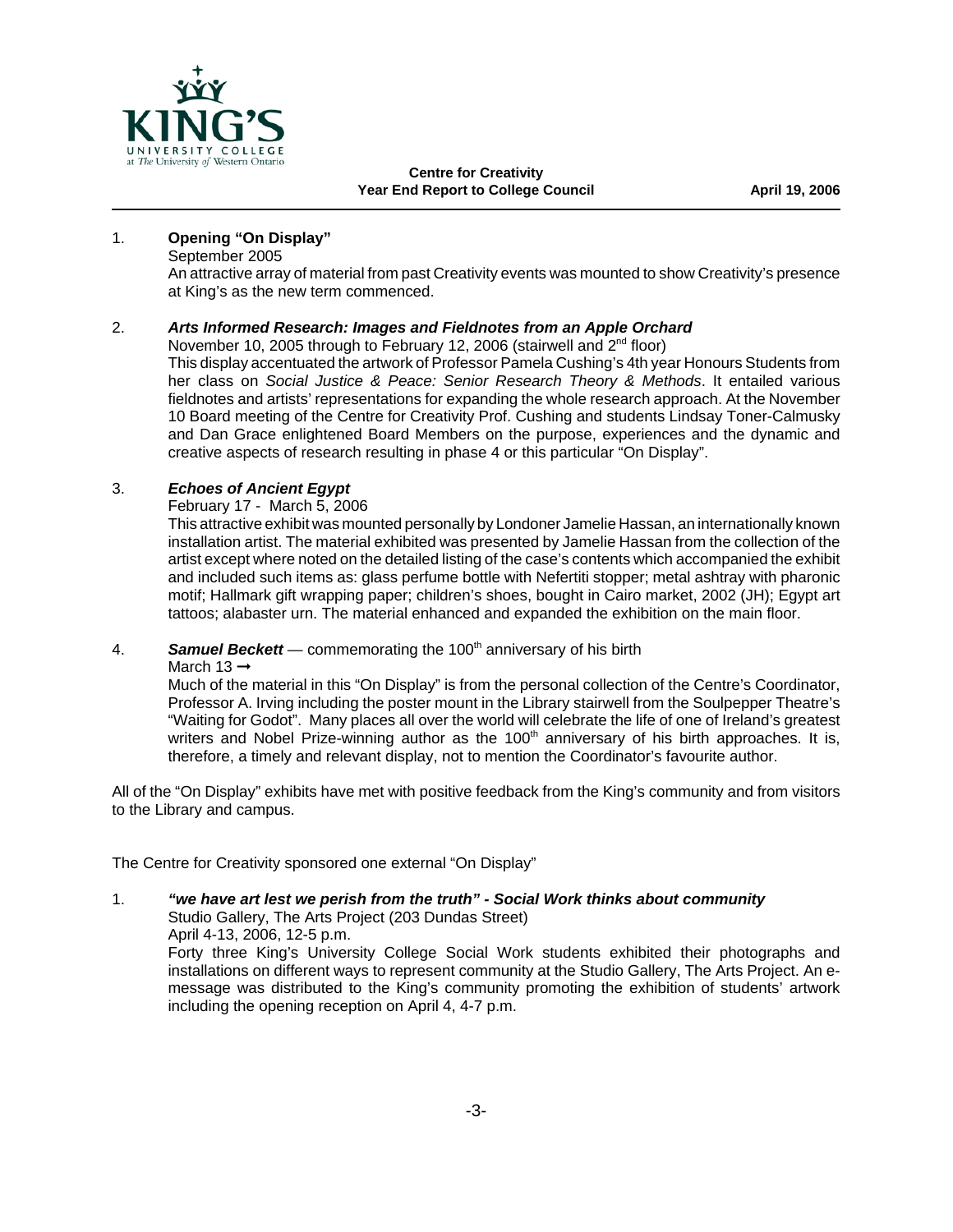1. **Opening "On Display"**
   September 2005
   An attractive array of material from past Creativity events was mounted to show Creativity's presence at King's as the new term commenced.

2. ***Arts Informed Research: Images and Fieldnotes from an Apple Orchard***
   November 10, 2005 through to February 12, 2006 (stairwell and 2nd floor)
   This display accentuated the artwork of Professor Pamela Cushing's 4th year Honours Students from her class on *Social Justice & Peace: Senior Research Theory & Methods*. It entailed various fieldnotes and artists' representations for expanding the whole research approach. At the November 10 Board meeting of the Centre for Creativity Prof. Cushing and students Lindsay Toner-Calmusky and Dan Grace enlightened Board Members on the purpose, experiences and the dynamic and creative aspects of research resulting in phase 4 or this particular "On Display".

3. ***Echoes of Ancient Egypt***
   February 17 - March 5, 2006
   This attractive exhibit was mounted personally by Londoner Jamelie Hassan, an internationally known installation artist. The material exhibited was presented by Jamelie Hassan from the collection of the artist except where noted on the detailed listing of the case's contents which accompanied the exhibit and included such items as: glass perfume bottle with Nefertiti stopper; metal ashtray with pharonic motif; Hallmark gift wrapping paper; children's shoes, bought in Cairo market, 2002 (JH); Egypt art tattoos; alabaster urn. The material enhanced and expanded the exhibition on the main floor.

4. ***Samuel Beckett*** — commemorating the 100th anniversary of his birth
   March 13 →
   Much of the material in this "On Display" is from the personal collection of the Centre's Coordinator, Professor A. Irving including the poster mount in the Library stairwell from the Soulpepper Theatre's "Waiting for Godot". Many places all over the world will celebrate the life of one of Ireland's greatest writers and Nobel Prize-winning author as the 100th anniversary of his birth approaches. It is, therefore, a timely and relevant display, not to mention the Coordinator's favourite author.

All of the "On Display" exhibits have met with positive feedback from the King's community and from visitors to the Library and campus.

The Centre for Creativity sponsored one external "On Display"

1. ***"we have art lest we perish from the truth" - Social Work thinks about community***
   Studio Gallery, The Arts Project (203 Dundas Street)
   April 4-13, 2006, 12-5 p.m.
   Forty three King's University College Social Work students exhibited their photographs and installations on different ways to represent community at the Studio Gallery, The Arts Project. An e-message was distributed to the King's community promoting the exhibition of students' artwork including the opening reception on April 4, 4-7 p.m.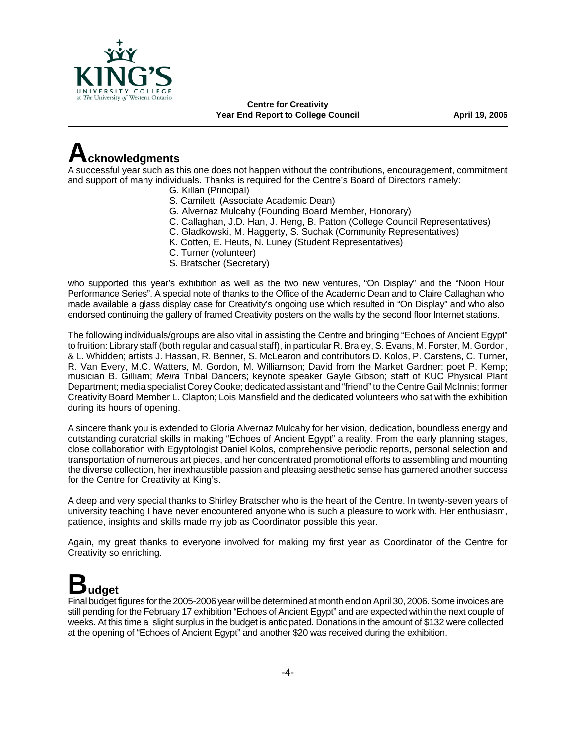## Acknowledgments

A successful year such as this one does not happen without the contributions, encouragement, commitment and support of many individuals. Thanks is required for the Centre's Board of Directors namely:

- G. Killan (Principal)
- S. Camiletti (Associate Academic Dean)
- G. Alvernaz Mulcahy (Founding Board Member, Honorary)
- C. Callaghan, J.D. Han, J. Heng, B. Patton (College Council Representatives)
- C. Gladkowski, M. Haggerty, S. Suchak (Community Representatives)
- K. Cotten, E. Heuts, N. Luney (Student Representatives)
- C. Turner (volunteer)
- S. Bratscher (Secretary)

who supported this year's exhibition as well as the two new ventures, "On Display" and the "Noon Hour Performance Series". A special note of thanks to the Office of the Academic Dean and to Claire Callaghan who made available a glass display case for Creativity's ongoing use which resulted in "On Display" and who also endorsed continuing the gallery of framed Creativity posters on the walls by the second floor Internet stations.

The following individuals/groups are also vital in assisting the Centre and bringing "Echoes of Ancient Egypt" to fruition: Library staff (both regular and casual staff), in particular R. Braley, S. Evans, M. Forster, M. Gordon, & L. Whidden; artists J. Hassan, R. Benner, S. McLearon and contributors D. Kolos, P. Carstens, C. Turner, R. Van Every, M.C. Watters, M. Gordon, M. Williamson; David from the Market Gardner; poet P. Kemp; musician B. Gilliam; *Meira* Tribal Dancers; keynote speaker Gayle Gibson; staff of KUC Physical Plant Department; media specialist Corey Cooke; dedicated assistant and "friend" to the Centre Gail McInnis; former Creativity Board Member L. Clapton; Lois Mansfield and the dedicated volunteers who sat with the exhibition during its hours of opening.

A sincere thank you is extended to Gloria Alvernaz Mulcahy for her vision, dedication, boundless energy and outstanding curatorial skills in making "Echoes of Ancient Egypt" a reality. From the early planning stages, close collaboration with Egyptologist Daniel Kolos, comprehensive periodic reports, personal selection and transportation of numerous art pieces, and her concentrated promotional efforts to assembling and mounting the diverse collection, her inexhaustible passion and pleasing aesthetic sense has garnered another success for the Centre for Creativity at King's.

A deep and very special thanks to Shirley Bratscher who is the heart of the Centre. In twenty-seven years of university teaching I have never encountered anyone who is such a pleasure to work with. Her enthusiasm, patience, insights and skills made my job as Coordinator possible this year.

Again, my great thanks to everyone involved for making my first year as Coordinator of the Centre for Creativity so enriching.

## Budget

Final budget figures for the 2005-2006 year will be determined at month end on April 30, 2006. Some invoices are still pending for the February 17 exhibition "Echoes of Ancient Egypt" and are expected within the next couple of weeks. At this time a slight surplus in the budget is anticipated. Donations in the amount of $132 were collected at the opening of "Echoes of Ancient Egypt" and another $20 was received during the exhibition.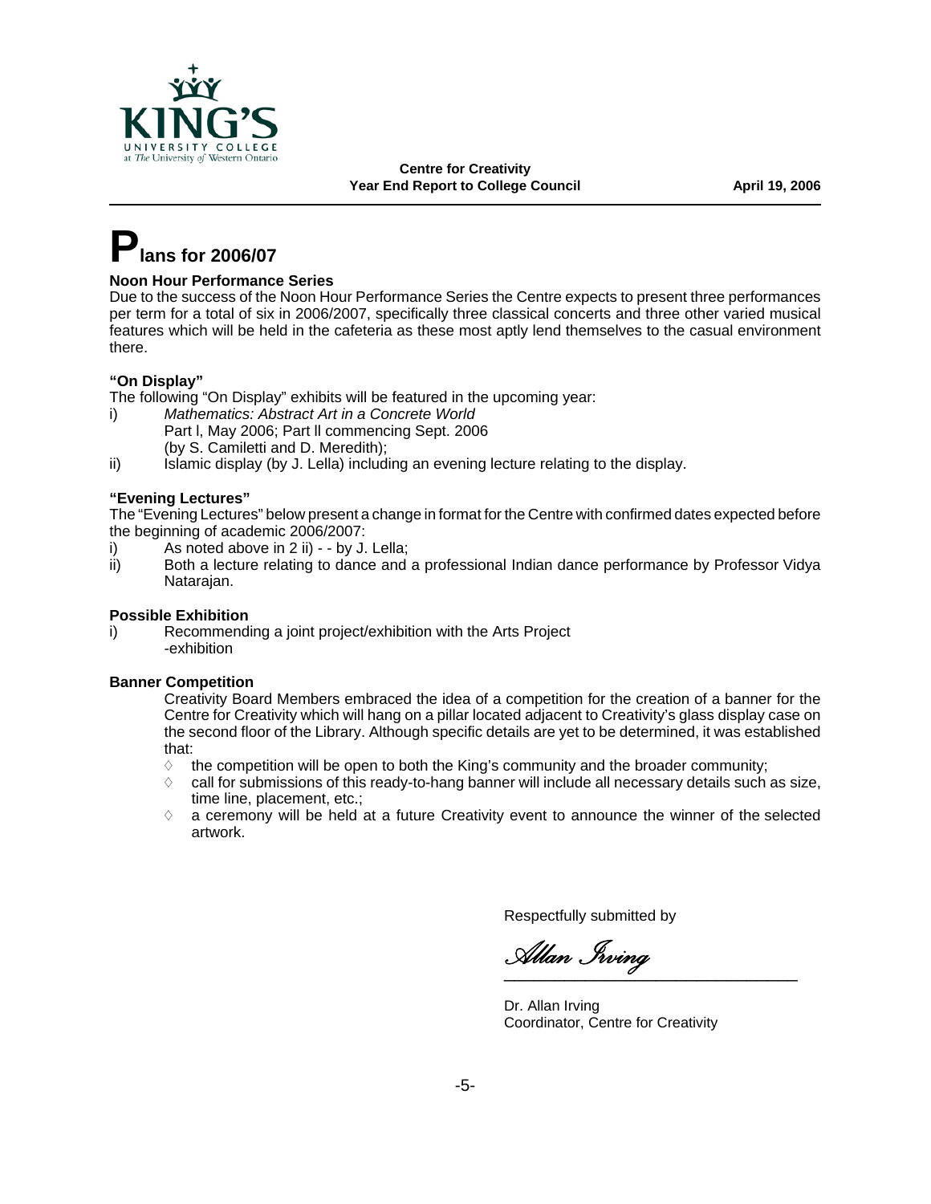## Plans for 2006/07

**Noon Hour Performance Series**

Due to the success of the Noon Hour Performance Series the Centre expects to present three performances per term for a total of six in 2006/2007, specifically three classical concerts and three other varied musical features which will be held in the cafeteria as these most aptly lend themselves to the casual environment there.

**"On Display"**

The following "On Display" exhibits will be featured in the upcoming year:

i) *Mathematics: Abstract Art in a Concrete World*
   Part l, May 2006; Part ll commencing Sept. 2006
   (by S. Camiletti and D. Meredith);

ii) Islamic display (by J. Lella) including an evening lecture relating to the display.

**"Evening Lectures"**

The "Evening Lectures" below present a change in format for the Centre with confirmed dates expected before the beginning of academic 2006/2007:

i) As noted above in 2 ii) - - by J. Lella;

ii) Both a lecture relating to dance and a professional Indian dance performance by Professor Vidya Natarajan.

**Possible Exhibition**

i) Recommending a joint project/exhibition with the Arts Project
   -exhibition

**Banner Competition**

Creativity Board Members embraced the idea of a competition for the creation of a banner for the Centre for Creativity which will hang on a pillar located adjacent to Creativity's glass display case on the second floor of the Library. Although specific details are yet to be determined, it was established that:

- the competition will be open to both the King's community and the broader community;
- call for submissions of this ready-to-hang banner will include all necessary details such as size, time line, placement, etc.;
- a ceremony will be held at a future Creativity event to announce the winner of the selected artwork.

Respectfully submitted by

*Allan Irving*

Dr. Allan Irving
Coordinator, Centre for Creativity